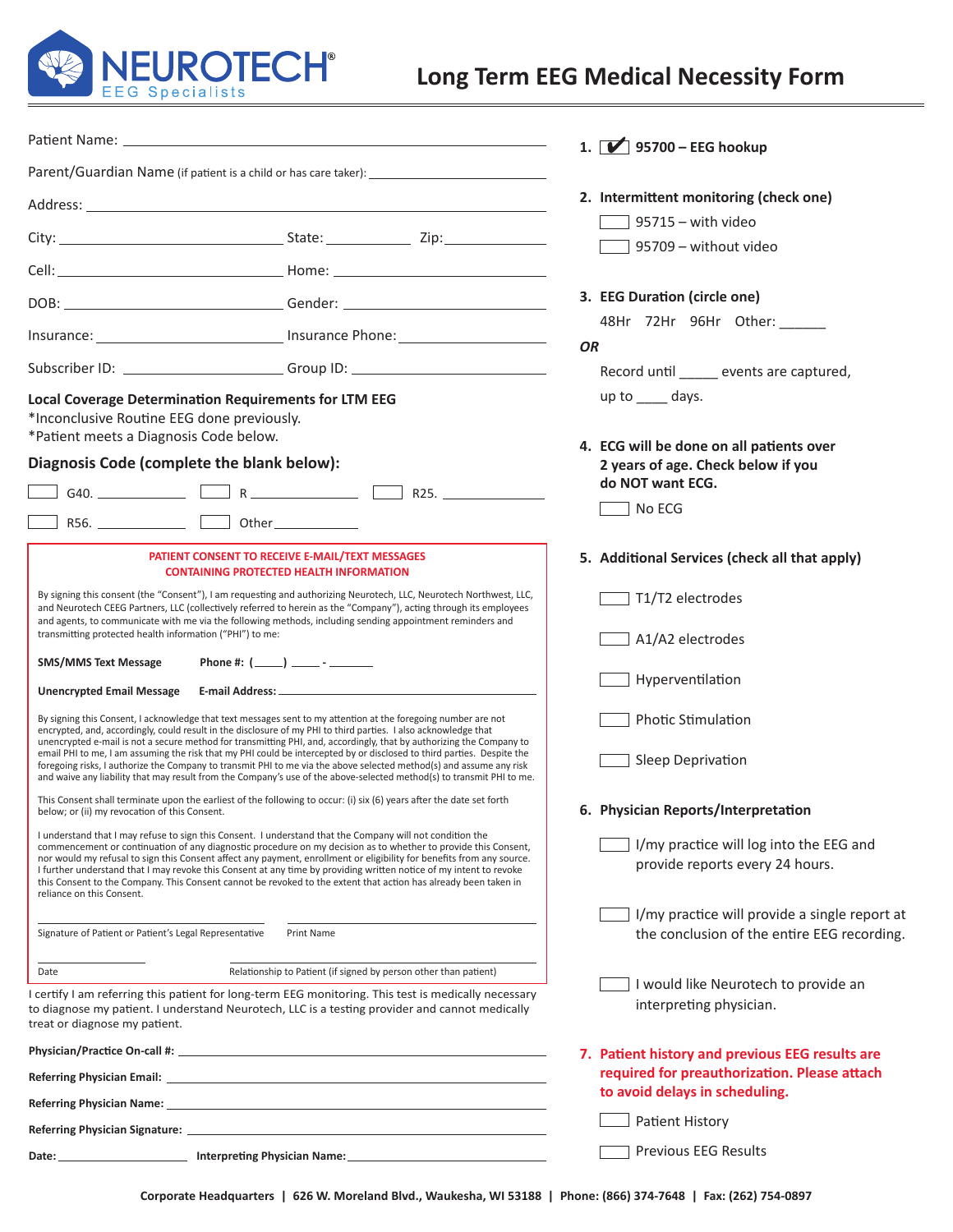# NEUROTECH® EEG Specialists

# Long Term EEG Medical Necessity Form

Patient Name: ______________________________

Parent/Guardian Name (if patient is a child or has care taker): ______________________________

Address: ______________________________

City: ____________ State: ________ Zip: ________

Cell: ____________ Home: ____________

DOB: ____________ Gender: ____________

Insurance: ____________ Insurance Phone: ____________

Subscriber ID: ____________ Group ID: ____________

**Local Coverage Determination Requirements for LTM EEG**

*Inconclusive Routine EEG done previously.
*Patient meets a Diagnosis Code below.

**Diagnosis Code (complete the blank below):**

☐ G40. ________ ☐ R ________ ☐ R25. ________

☐ R56. ________ ☐ Other ________

**PATIENT CONSENT TO RECEIVE E-MAIL/TEXT MESSAGES CONTAINING PROTECTED HEALTH INFORMATION**

By signing this consent (the "Consent"), I am requesting and authorizing Neurotech, LLC, Neurotech Northwest, LLC, and Neurotech CEEG Partners, LLC (collectively referred to herein as the "Company"), acting through its employees and agents, to communicate with me via the following methods, including sending appointment reminders and transmitting protected health information ("PHI") to me:

**SMS/MMS Text Message** **Phone #: (____) ____ - ______**

**Unencrypted Email Message** **E-mail Address:** ______________________________

By signing this Consent, I acknowledge that text messages sent to my attention at the foregoing number are not encrypted, and, accordingly, could result in the disclosure of my PHI to third parties. I also acknowledge that unencrypted e-mail is not a secure method for transmitting PHI, and, accordingly, that by authorizing the Company to email PHI to me, I am assuming the risk that my PHI could be intercepted by or disclosed to third parties. Despite the foregoing risks, I authorize the Company to transmit PHI to me via the above selected method(s) and assume any risk and waive any liability that may result from the Company's use of the above-selected method(s) to transmit PHI to me.

This Consent shall terminate upon the earliest of the following to occur: (i) six (6) years after the date set forth below; or (ii) my revocation of this Consent.

I understand that I may refuse to sign this Consent. I understand that the Company will not condition the commencement or continuation of any diagnostic procedure on my decision as to whether to provide this Consent, nor would my refusal to sign this Consent affect any payment, enrollment or eligibility for benefits from any source. I further understand that I may revoke this Consent at any time by providing written notice of my intent to revoke this Consent to the Company. This Consent cannot be revoked to the extent that action has already been taken in reliance on this Consent.

______________________________ Signature of Patient or Patient's Legal Representative

______________________________ Print Name

____________ Date

______________________________ Relationship to Patient (if signed by person other than patient)

I certify I am referring this patient for long-term EEG monitoring. This test is medically necessary to diagnose my patient. I understand Neurotech, LLC is a testing provider and cannot medically treat or diagnose my patient.

**Physician/Practice On-call #:** ______________________________

**Referring Physician Email:** ______________________________

**Referring Physician Name:** ______________________________

**Referring Physician Signature:** ______________________________

**Date:** ____________ **Interpreting Physician Name:** ______________________________

1. ☑ **95700 – EEG hookup**

2. **Intermittent monitoring (check one)**
   - ☐ 95715 – with video
   - ☐ 95709 – without video

3. **EEG Duration (circle one)**

   48Hr 72Hr 96Hr Other: ______

   ***OR***

   Record until _____ events are captured, up to ____ days.

4. **ECG will be done on all patients over 2 years of age. Check below if you do NOT want ECG.**
   - ☐ No ECG

5. **Additional Services (check all that apply)**
   - ☐ T1/T2 electrodes
   - ☐ A1/A2 electrodes
   - ☐ Hyperventilation
   - ☐ Photic Stimulation
   - ☐ Sleep Deprivation

6. **Physician Reports/Interpretation**
   - ☐ I/my practice will log into the EEG and provide reports every 24 hours.
   - ☐ I/my practice will provide a single report at the conclusion of the entire EEG recording.
   - ☐ I would like Neurotech to provide an interpreting physician.

7. **Patient history and previous EEG results are required for preauthorization. Please attach to avoid delays in scheduling.**
   - ☐ Patient History
   - ☐ Previous EEG Results

**Corporate Headquarters | 626 W. Moreland Blvd., Waukesha, WI 53188 | Phone: (866) 374-7648 | Fax: (262) 754-0897**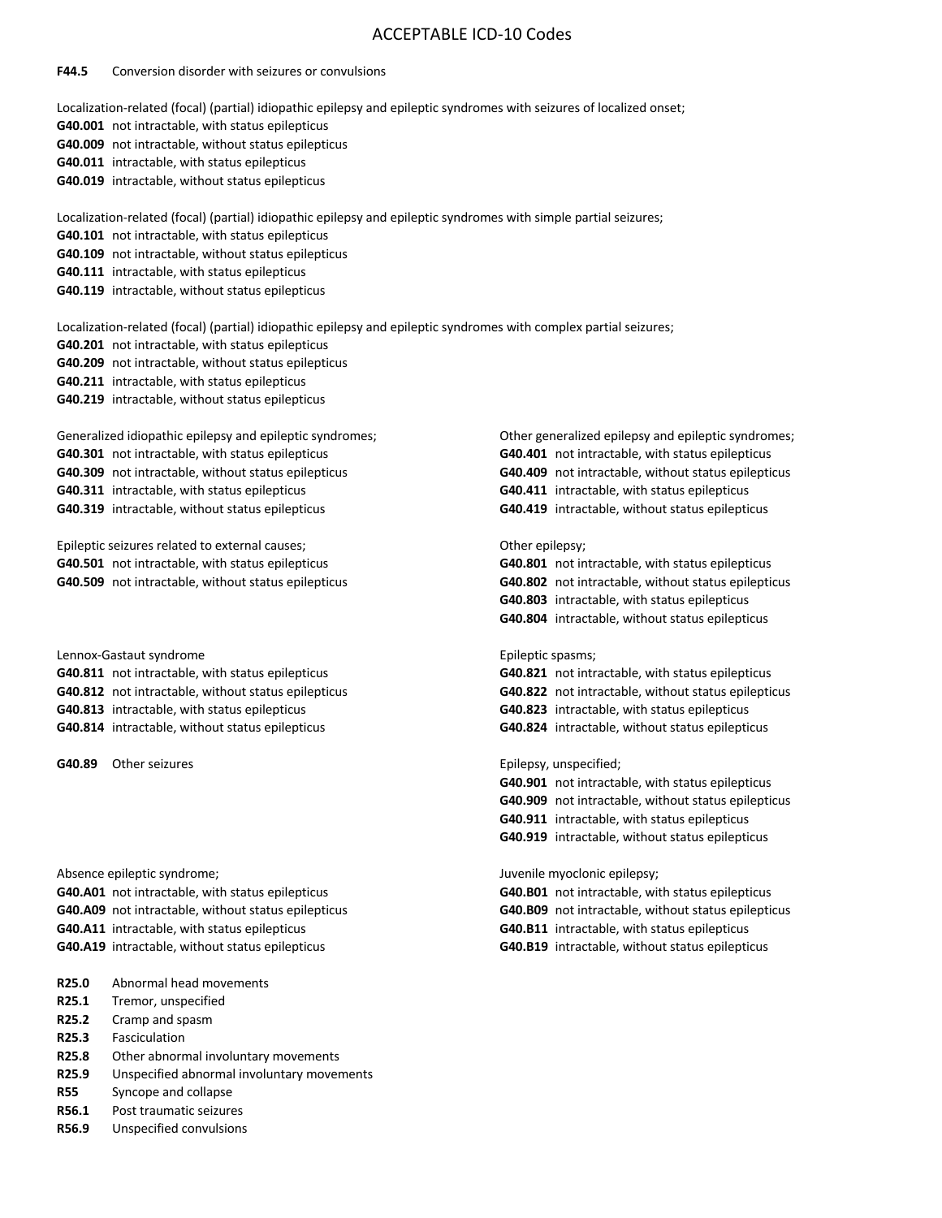# ACCEPTABLE ICD-10 Codes

**F44.5** Conversion disorder with seizures or convulsions

Localization-related (focal) (partial) idiopathic epilepsy and epileptic syndromes with seizures of localized onset;
**G40.001** not intractable, with status epilepticus
**G40.009** not intractable, without status epilepticus
**G40.011** intractable, with status epilepticus
**G40.019** intractable, without status epilepticus

Localization-related (focal) (partial) idiopathic epilepsy and epileptic syndromes with simple partial seizures;
**G40.101** not intractable, with status epilepticus
**G40.109** not intractable, without status epilepticus
**G40.111** intractable, with status epilepticus
**G40.119** intractable, without status epilepticus

Localization-related (focal) (partial) idiopathic epilepsy and epileptic syndromes with complex partial seizures;
**G40.201** not intractable, with status epilepticus
**G40.209** not intractable, without status epilepticus
**G40.211** intractable, with status epilepticus
**G40.219** intractable, without status epilepticus

Generalized idiopathic epilepsy and epileptic syndromes;
**G40.301** not intractable, with status epilepticus
**G40.309** not intractable, without status epilepticus
**G40.311** intractable, with status epilepticus
**G40.319** intractable, without status epilepticus

Other generalized epilepsy and epileptic syndromes;
**G40.401** not intractable, with status epilepticus
**G40.409** not intractable, without status epilepticus
**G40.411** intractable, with status epilepticus
**G40.419** intractable, without status epilepticus

Epileptic seizures related to external causes;
**G40.501** not intractable, with status epilepticus
**G40.509** not intractable, without status epilepticus

Other epilepsy;
**G40.801** not intractable, with status epilepticus
**G40.802** not intractable, without status epilepticus
**G40.803** intractable, with status epilepticus
**G40.804** intractable, without status epilepticus

Lennox-Gastaut syndrome
**G40.811** not intractable, with status epilepticus
**G40.812** not intractable, without status epilepticus
**G40.813** intractable, with status epilepticus
**G40.814** intractable, without status epilepticus

Epileptic spasms;
**G40.821** not intractable, with status epilepticus
**G40.822** not intractable, without status epilepticus
**G40.823** intractable, with status epilepticus
**G40.824** intractable, without status epilepticus

**G40.89** Other seizures

Epilepsy, unspecified;
**G40.901** not intractable, with status epilepticus
**G40.909** not intractable, without status epilepticus
**G40.911** intractable, with status epilepticus
**G40.919** intractable, without status epilepticus

Absence epileptic syndrome;
**G40.A01** not intractable, with status epilepticus
**G40.A09** not intractable, without status epilepticus
**G40.A11** intractable, with status epilepticus
**G40.A19** intractable, without status epilepticus

Juvenile myoclonic epilepsy;
**G40.B01** not intractable, with status epilepticus
**G40.B09** not intractable, without status epilepticus
**G40.B11** intractable, with status epilepticus
**G40.B19** intractable, without status epilepticus

**R25.0** Abnormal head movements
**R25.1** Tremor, unspecified
**R25.2** Cramp and spasm
**R25.3** Fasciculation
**R25.8** Other abnormal involuntary movements
**R25.9** Unspecified abnormal involuntary movements
**R55** Syncope and collapse
**R56.1** Post traumatic seizures
**R56.9** Unspecified convulsions